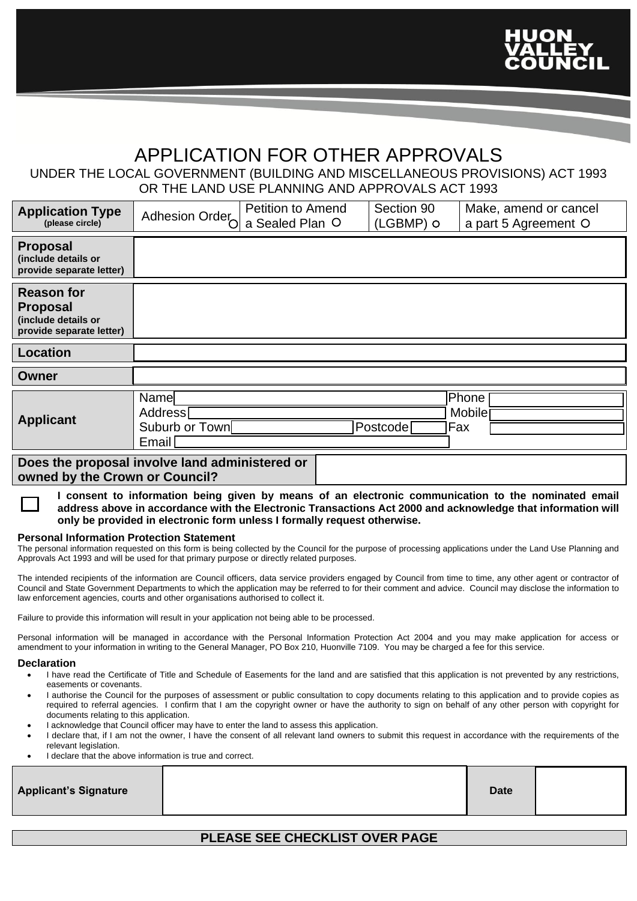HUON VALLEY COUNCIL

# APPLICATION FOR OTHER APPROVALS

UNDER THE LOCAL GOVERNMENT (BUILDING AND MISCELLANEOUS PROVISIONS) ACT 1993 OR THE LAND USE PLANNING AND APPROVALS ACT 1993

| **Application Type** (please circle) | Adhesion Order ○ | Petition to Amend a Sealed Plan ○ | Section 90 (LGBMP) ○ | Make, amend or cancel a part 5 Agreement ○ |
|---|---|---|---|---|

| | |
|---|---|
| **Proposal** (include details or provide separate letter) | |
| **Reason for Proposal** (include details or provide separate letter) | |
| **Location** | |
| **Owner** | |

| **Applicant** | | | |
|---|---|---|---|
| Name | | Phone | |
| Address | | Mobile | |
| Suburb or Town | Postcode | Fax | |
| Email | | | |

| **Does the proposal involve land administered or owned by the Crown or Council?** | |
|---|---|

☐ **I consent to information being given by means of an electronic communication to the nominated email address above in accordance with the Electronic Transactions Act 2000 and acknowledge that information will only be provided in electronic form unless I formally request otherwise.**

**Personal Information Protection Statement**

The personal information requested on this form is being collected by the Council for the purpose of processing applications under the Land Use Planning and Approvals Act 1993 and will be used for that primary purpose or directly related purposes.

The intended recipients of the information are Council officers, data service providers engaged by Council from time to time, any other agent or contractor of Council and State Government Departments to which the application may be referred to for their comment and advice. Council may disclose the information to law enforcement agencies, courts and other organisations authorised to collect it.

Failure to provide this information will result in your application not being able to be processed.

Personal information will be managed in accordance with the Personal Information Protection Act 2004 and you may make application for access or amendment to your information in writing to the General Manager, PO Box 210, Huonville 7109. You may be charged a fee for this service.

**Declaration**

- I have read the Certificate of Title and Schedule of Easements for the land and are satisfied that this application is not prevented by any restrictions, easements or covenants.
- I authorise the Council for the purposes of assessment or public consultation to copy documents relating to this application and to provide copies as required to referral agencies. I confirm that I am the copyright owner or have the authority to sign on behalf of any other person with copyright for documents relating to this application.
- I acknowledge that Council officer may have to enter the land to assess this application.
- I declare that, if I am not the owner, I have the consent of all relevant land owners to submit this request in accordance with the requirements of the relevant legislation.
- I declare that the above information is true and correct.

| **Applicant's Signature** | | **Date** | |
|---|---|---|---|

**PLEASE SEE CHECKLIST OVER PAGE**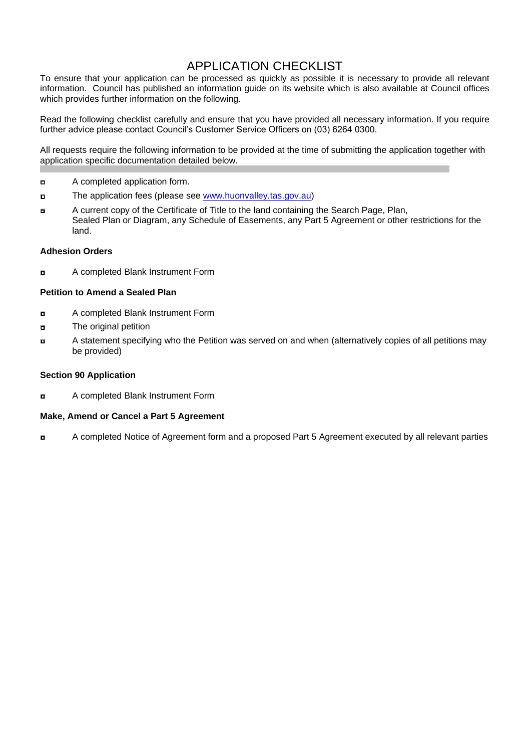# APPLICATION CHECKLIST

To ensure that your application can be processed as quickly as possible it is necessary to provide all relevant information. Council has published an information guide on its website which is also available at Council offices which provides further information on the following.

Read the following checklist carefully and ensure that you have provided all necessary information. If you require further advice please contact Council's Customer Service Officers on (03) 6264 0300.

All requests require the following information to be provided at the time of submitting the application together with application specific documentation detailed below.

- ☐ A completed application form.
- ☐ The application fees (please see www.huonvalley.tas.gov.au)
- ☐ A current copy of the Certificate of Title to the land containing the Search Page, Plan, Sealed Plan or Diagram, any Schedule of Easements, any Part 5 Agreement or other restrictions for the land.

**Adhesion Orders**

- ☐ A completed Blank Instrument Form

**Petition to Amend a Sealed Plan**

- ☐ A completed Blank Instrument Form
- ☐ The original petition
- ☐ A statement specifying who the Petition was served on and when (alternatively copies of all petitions may be provided)

**Section 90 Application**

- ☐ A completed Blank Instrument Form

**Make, Amend or Cancel a Part 5 Agreement**

- ☐ A completed Notice of Agreement form and a proposed Part 5 Agreement executed by all relevant parties